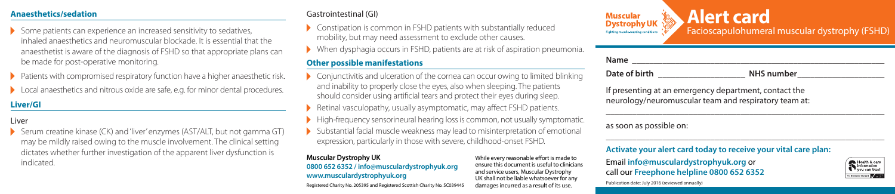## Anaesthetics/sedation

- Some patients can experience an increased sensitivity to sedatives, inhaled anaesthetics and neuromuscular blockade. It is essential that the anaesthetist is aware of the diagnosis of FSHD so that appropriate plans can be made for post-operative monitoring.
- Patients with compromised respiratory function have a higher anaesthetic risk.
- Local anaesthetics and nitrous oxide are safe, e.g. for minor dental procedures.

## Liver/GI

### Liver

- Serum creatine kinase (CK) and 'liver' enzymes (AST/ALT, but not gamma GT) may be mildly raised owing to the muscle involvement. The clinical setting dictates whether further investigation of the apparent liver dysfunction is indicated.

### Gastrointestinal (GI)

- Constipation is common in FSHD patients with substantially reduced mobility, but may need assessment to exclude other causes.
- When dysphagia occurs in FSHD, patients are at risk of aspiration pneumonia.

## Other possible manifestations

- Conjunctivitis and ulceration of the cornea can occur owing to limited blinking and inability to properly close the eyes, also when sleeping. The patients should consider using artificial tears and protect their eyes during sleep.
- Retinal vasculopathy, usually asymptomatic, may affect FSHD patients.
- High-frequency sensorineural hearing loss is common, not usually symptomatic.
- Substantial facial muscle weakness may lead to misinterpretation of emotional expression, particularly in those with severe, childhood-onset FSHD.

**Muscular Dystrophy UK**
**0800 652 6352 / info@musculardystrophyuk.org**
**www.musculardystrophyuk.org**

Registered Charity No. 205395 and Registered Scottish Charity No. SC039445

While every reasonable effort is made to ensure this document is useful to clinicians and service users, Muscular Dystrophy UK shall not be liable whatsoever for any damages incurred as a result of its use.

Muscular Dystrophy UK — Fighting muscle-wasting conditions

# Alert card

## Facioscapulohumeral muscular dystrophy (FSHD)

**Name** ______________________________

**Date of birth** ____________ **NHS number** ____________

If presenting at an emergency department, contact the neurology/neuromuscular team and respiratory team at:

______________________________

as soon as possible on:

______________________________

**Activate your alert card today to receive your vital care plan:**

Email **info@musculardystrophyuk.org** or call our **Freephone helpline 0800 652 6352**

Publication date: July 2016 (reviewed annually)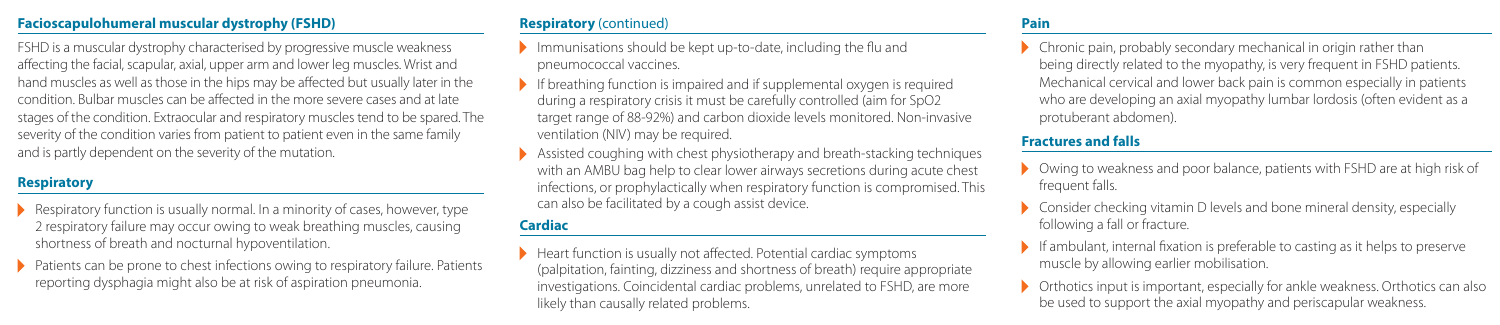## Facioscapulohumeral muscular dystrophy (FSHD)

FSHD is a muscular dystrophy characterised by progressive muscle weakness affecting the facial, scapular, axial, upper arm and lower leg muscles. Wrist and hand muscles as well as those in the hips may be affected but usually later in the condition. Bulbar muscles can be affected in the more severe cases and at late stages of the condition. Extraocular and respiratory muscles tend to be spared. The severity of the condition varies from patient to patient even in the same family and is partly dependent on the severity of the mutation.

### Respiratory

- Respiratory function is usually normal. In a minority of cases, however, type 2 respiratory failure may occur owing to weak breathing muscles, causing shortness of breath and nocturnal hypoventilation.
- Patients can be prone to chest infections owing to respiratory failure. Patients reporting dysphagia might also be at risk of aspiration pneumonia.

### Respiratory (continued)

- Immunisations should be kept up-to-date, including the flu and pneumococcal vaccines.
- If breathing function is impaired and if supplemental oxygen is required during a respiratory crisis it must be carefully controlled (aim for SpO2 target range of 88-92%) and carbon dioxide levels monitored. Non-invasive ventilation (NIV) may be required.
- Assisted coughing with chest physiotherapy and breath-stacking techniques with an AMBU bag help to clear lower airways secretions during acute chest infections, or prophylactically when respiratory function is compromised. This can also be facilitated by a cough assist device.

### Cardiac

- Heart function is usually not affected. Potential cardiac symptoms (palpitation, fainting, dizziness and shortness of breath) require appropriate investigations. Coincidental cardiac problems, unrelated to FSHD, are more likely than causally related problems.

### Pain

- Chronic pain, probably secondary mechanical in origin rather than being directly related to the myopathy, is very frequent in FSHD patients. Mechanical cervical and lower back pain is common especially in patients who are developing an axial myopathy lumbar lordosis (often evident as a protuberant abdomen).

### Fractures and falls

- Owing to weakness and poor balance, patients with FSHD are at high risk of frequent falls.
- Consider checking vitamin D levels and bone mineral density, especially following a fall or fracture.
- If ambulant, internal fixation is preferable to casting as it helps to preserve muscle by allowing earlier mobilisation.
- Orthotics input is important, especially for ankle weakness. Orthotics can also be used to support the axial myopathy and periscapular weakness.